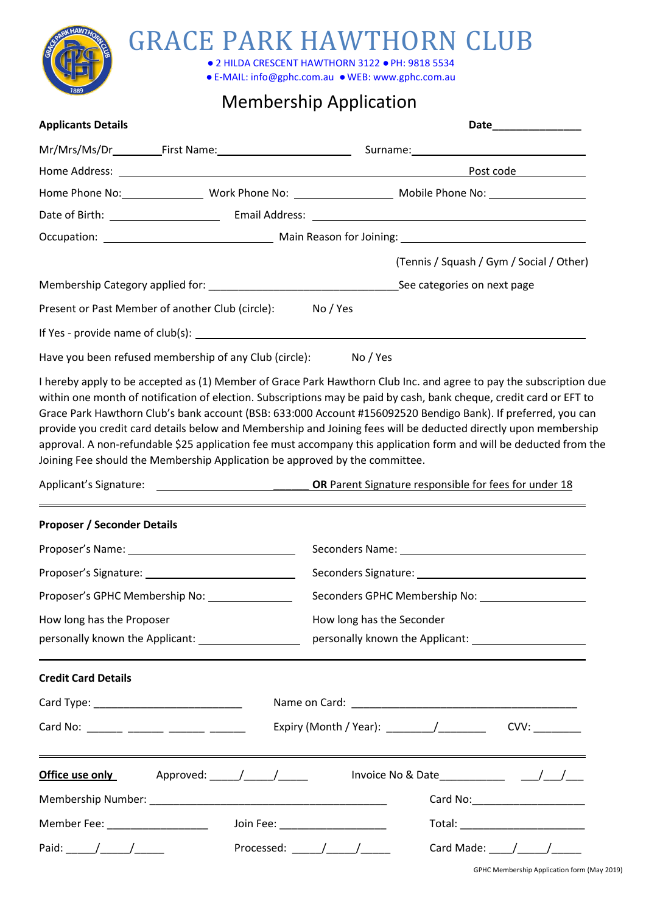# GRACE PARK HAWTHORN CLUB

● 2 HILDA CRESCENT HAWTHORN 3122 ● PH: 9818 5534
● E-MAIL: info@gphc.com.au ● WEB: www.gphc.com.au

## Membership Application

**Applicants Details** **Date**_______________

Mr/Mrs/Ms/Dr________ First Name:______________________ Surname:______________________________

Home Address: ______________________________________________________ Post code __________

Home Phone No:_____________ Work Phone No: ________________ Mobile Phone No: ________________

Date of Birth: __________________ Email Address: ___________________________________________

Occupation: ___________________________ Main Reason for Joining: ______________________________

(Tennis / Squash / Gym / Social / Other)

Membership Category applied for: ______________________________ See categories on next page

Present or Past Member of another Club (circle): No / Yes

If Yes - provide name of club(s): _______________________________________________________________

Have you been refused membership of any Club (circle): No / Yes

I hereby apply to be accepted as (1) Member of Grace Park Hawthorn Club Inc. and agree to pay the subscription due within one month of notification of election. Subscriptions may be paid by cash, bank cheque, credit card or EFT to Grace Park Hawthorn Club's bank account (BSB: 633:000 Account #156092520 Bendigo Bank). If preferred, you can provide you credit card details below and Membership and Joining fees will be deducted directly upon membership approval. A non-refundable $25 application fee must accompany this application form and will be deducted from the Joining Fee should the Membership Application be approved by the committee.

Applicant's Signature: ___________________________ **OR** Parent Signature responsible for fees for under 18

---

**Proposer / Seconder Details**

Proposer's Name: ___________________________ Seconders Name: ___________________________

Proposer's Signature: ___________________________ Seconders Signature: ___________________________

Proposer's GPHC Membership No: ______________ Seconders GPHC Membership No: ______________

How long has the Proposer personally known the Applicant: ________________ How long has the Seconder personally known the Applicant: ________________

---

**Credit Card Details**

Card Type: ________________________ Name on Card: ____________________________________

Card No: ______ ______ ______ ______ Expiry (Month / Year): ________/________ CVV: ________

---

**Office use only** Approved: _____/_____/_____ Invoice No & Date___________ ___/___/___

Membership Number: ________________________________________ Card No:___________________

Member Fee: ________________ Join Fee: __________________ Total: _____________________

Paid: _____/_____/_____ Processed: _____/_____/_____ Card Made: ____/_____/_____

GPHC Membership Application form (May 2019)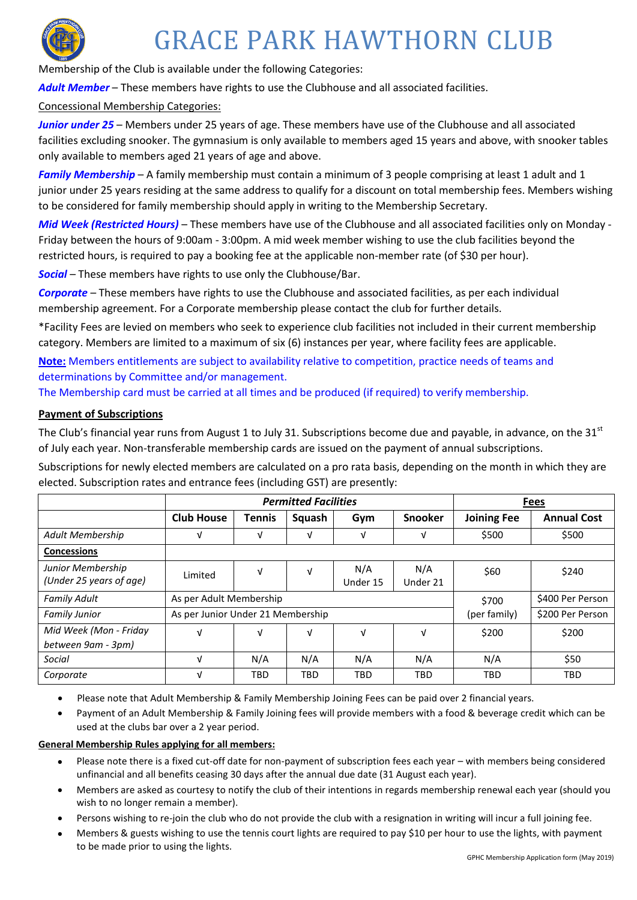# GRACE PARK HAWTHORN CLUB

Membership of the Club is available under the following Categories:

***Adult Member*** – These members have rights to use the Clubhouse and all associated facilities.

Concessional Membership Categories:

***Junior under 25*** – Members under 25 years of age. These members have use of the Clubhouse and all associated facilities excluding snooker. The gymnasium is only available to members aged 15 years and above, with snooker tables only available to members aged 21 years of age and above.

***Family Membership*** – A family membership must contain a minimum of 3 people comprising at least 1 adult and 1 junior under 25 years residing at the same address to qualify for a discount on total membership fees. Members wishing to be considered for family membership should apply in writing to the Membership Secretary.

***Mid Week (Restricted Hours)*** – These members have use of the Clubhouse and all associated facilities only on Monday - Friday between the hours of 9:00am - 3:00pm. A mid week member wishing to use the club facilities beyond the restricted hours, is required to pay a booking fee at the applicable non-member rate (of $30 per hour).

***Social*** – These members have rights to use only the Clubhouse/Bar.

***Corporate*** – These members have rights to use the Clubhouse and associated facilities, as per each individual membership agreement. For a Corporate membership please contact the club for further details.

*Facility Fees are levied on members who seek to experience club facilities not included in their current membership category. Members are limited to a maximum of six (6) instances per year, where facility fees are applicable.

**Note:** Members entitlements are subject to availability relative to competition, practice needs of teams and determinations by Committee and/or management.
The Membership card must be carried at all times and be produced (if required) to verify membership.

**Payment of Subscriptions**

The Club's financial year runs from August 1 to July 31. Subscriptions become due and payable, in advance, on the 31st of July each year. Non-transferable membership cards are issued on the payment of annual subscriptions.

Subscriptions for newly elected members are calculated on a pro rata basis, depending on the month in which they are elected. Subscription rates and entrance fees (including GST) are presently:

| | ***Permitted Facilities*** | | | | | **Fees** | |
|---|---|---|---|---|---|---|---|
| | **Club House** | **Tennis** | **Squash** | **Gym** | **Snooker** | **Joining Fee** | **Annual Cost** |
| *Adult Membership* | √ | √ | √ | √ | √ | $500 | $500 |
| **Concessions** | | | | | | | |
| *Junior Membership (Under 25 years of age)* | Limited | √ | √ | N/A Under 15 | N/A Under 21 | $60 | $240 |
| *Family Adult* | As per Adult Membership | | | | | $700 (per family) | $400 Per Person |
| *Family Junior* | As per Junior Under 21 Membership | | | | | | $200 Per Person |
| *Mid Week (Mon - Friday between 9am - 3pm)* | √ | √ | √ | √ | √ | $200 | $200 |
| *Social* | √ | N/A | N/A | N/A | N/A | N/A | $50 |
| *Corporate* | √ | TBD | TBD | TBD | TBD | TBD | TBD |

- Please note that Adult Membership & Family Membership Joining Fees can be paid over 2 financial years.
- Payment of an Adult Membership & Family Joining fees will provide members with a food & beverage credit which can be used at the clubs bar over a 2 year period.

**General Membership Rules applying for all members:**

- Please note there is a fixed cut-off date for non-payment of subscription fees each year – with members being considered unfinancial and all benefits ceasing 30 days after the annual due date (31 August each year).
- Members are asked as courtesy to notify the club of their intentions in regards membership renewal each year (should you wish to no longer remain a member).
- Persons wishing to re-join the club who do not provide the club with a resignation in writing will incur a full joining fee.
- Members & guests wishing to use the tennis court lights are required to pay $10 per hour to use the lights, with payment to be made prior to using the lights.

GPHC Membership Application form (May 2019)